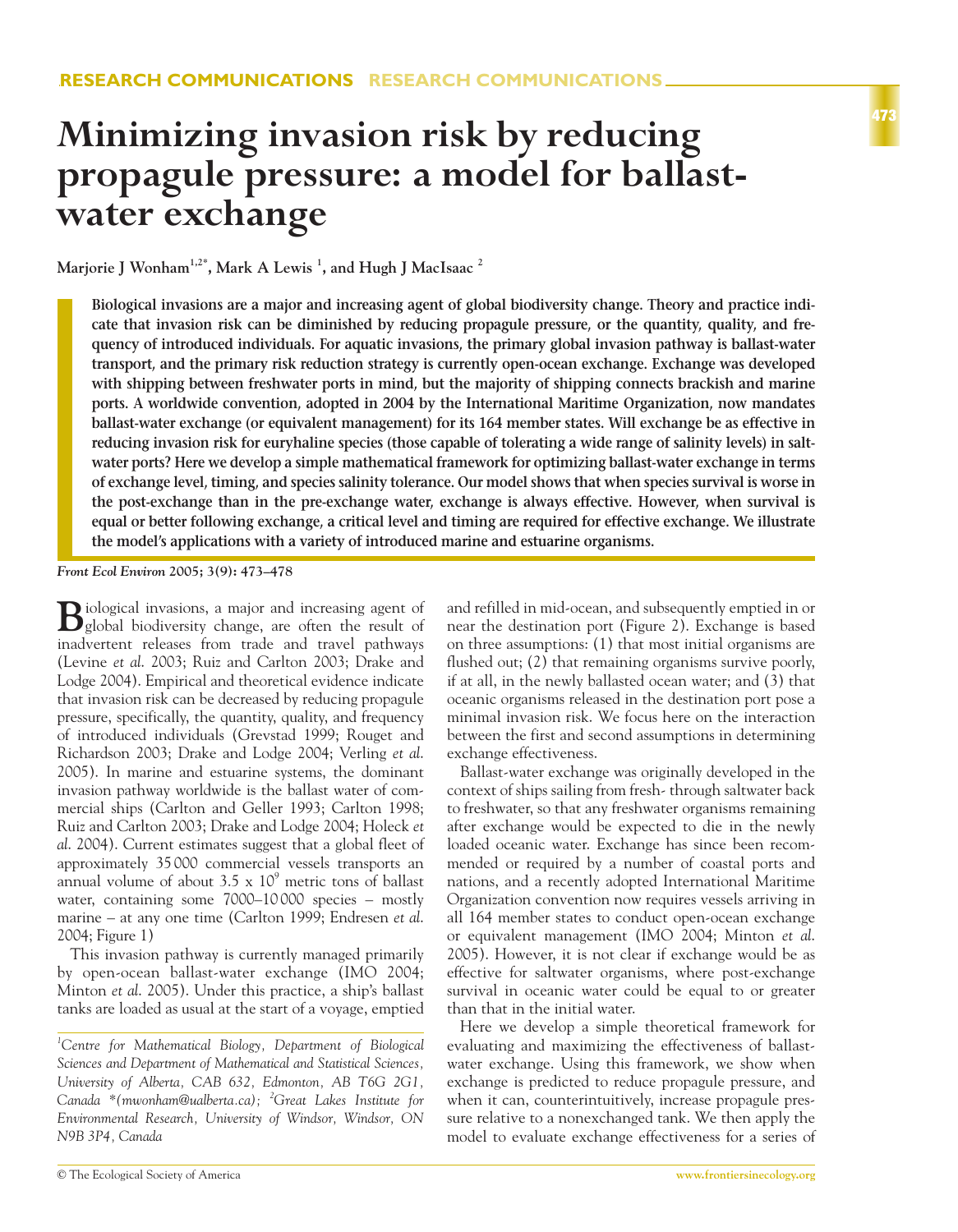RESEARCH COMMUNICATIONS

# Minimizing invasion risk by reducing propagule pressure: a model for ballast-water exchange

**Marjorie J Wonham[1,2*], Mark A Lewis[1], and Hugh J MacIsaac[2]**

**Biological invasions are a major and increasing agent of global biodiversity change. Theory and practice indicate that invasion risk can be diminished by reducing propagule pressure, or the quantity, quality, and frequency of introduced individuals. For aquatic invasions, the primary global invasion pathway is ballast-water transport, and the primary risk reduction strategy is currently open-ocean exchange. Exchange was developed with shipping between freshwater ports in mind, but the majority of shipping connects brackish and marine ports. A worldwide convention, adopted in 2004 by the International Maritime Organization, now mandates ballast-water exchange (or equivalent management) for its 164 member states. Will exchange be as effective in reducing invasion risk for euryhaline species (those capable of tolerating a wide range of salinity levels) in saltwater ports? Here we develop a simple mathematical framework for optimizing ballast-water exchange in terms of exchange level, timing, and species salinity tolerance. Our model shows that when species survival is worse in the post-exchange than in the pre-exchange water, exchange is always effective. However, when survival is equal or better following exchange, a critical level and timing are required for effective exchange. We illustrate the model's applications with a variety of introduced marine and estuarine organisms.**

*Front Ecol Environ* 2005; 3(9): 473–478

Biological invasions, a major and increasing agent of global biodiversity change, are often the result of inadvertent releases from trade and travel pathways (Levine *et al.* 2003; Ruiz and Carlton 2003; Drake and Lodge 2004). Empirical and theoretical evidence indicate that invasion risk can be decreased by reducing propagule pressure, specifically, the quantity, quality, and frequency of introduced individuals (Grevstad 1999; Rouget and Richardson 2003; Drake and Lodge 2004; Verling *et al.* 2005). In marine and estuarine systems, the dominant invasion pathway worldwide is the ballast water of commercial ships (Carlton and Geller 1993; Carlton 1998; Ruiz and Carlton 2003; Drake and Lodge 2004; Holeck *et al.* 2004). Current estimates suggest that a global fleet of approximately 35 000 commercial vessels transports an annual volume of about $3.5 \times 10^9$ metric tons of ballast water, containing some 7000–10 000 species – mostly marine – at any one time (Carlton 1999; Endresen *et al.* 2004; Figure 1)

This invasion pathway is currently managed primarily by open-ocean ballast-water exchange (IMO 2004; Minton *et al.* 2005). Under this practice, a ship's ballast tanks are loaded as usual at the start of a voyage, emptied and refilled in mid-ocean, and subsequently emptied in or near the destination port (Figure 2). Exchange is based on three assumptions: (1) that most initial organisms are flushed out; (2) that remaining organisms survive poorly, if at all, in the newly ballasted ocean water; and (3) that oceanic organisms released in the destination port pose a minimal invasion risk. We focus here on the interaction between the first and second assumptions in determining exchange effectiveness.

Ballast-water exchange was originally developed in the context of ships sailing from fresh- through saltwater back to freshwater, so that any freshwater organisms remaining after exchange would be expected to die in the newly loaded oceanic water. Exchange has since been recommended or required by a number of coastal ports and nations, and a recently adopted International Maritime Organization convention now requires vessels arriving in all 164 member states to conduct open-ocean exchange or equivalent management (IMO 2004; Minton *et al.* 2005). However, it is not clear if exchange would be as effective for saltwater organisms, where post-exchange survival in oceanic water could be equal to or greater than that in the initial water.

Here we develop a simple theoretical framework for evaluating and maximizing the effectiveness of ballast-water exchange. Using this framework, we show when exchange is predicted to reduce propagule pressure, and when it can, counterintuitively, increase propagule pressure relative to a nonexchanged tank. We then apply the model to evaluate exchange effectiveness for a series of

[1]Centre for Mathematical Biology, Department of Biological Sciences and Department of Mathematical and Statistical Sciences, University of Alberta, CAB 632, Edmonton, AB T6G 2G1, Canada *(mwonham@ualberta.ca); [2]Great Lakes Institute for Environmental Research, University of Windsor, Windsor, ON N9B 3P4, Canada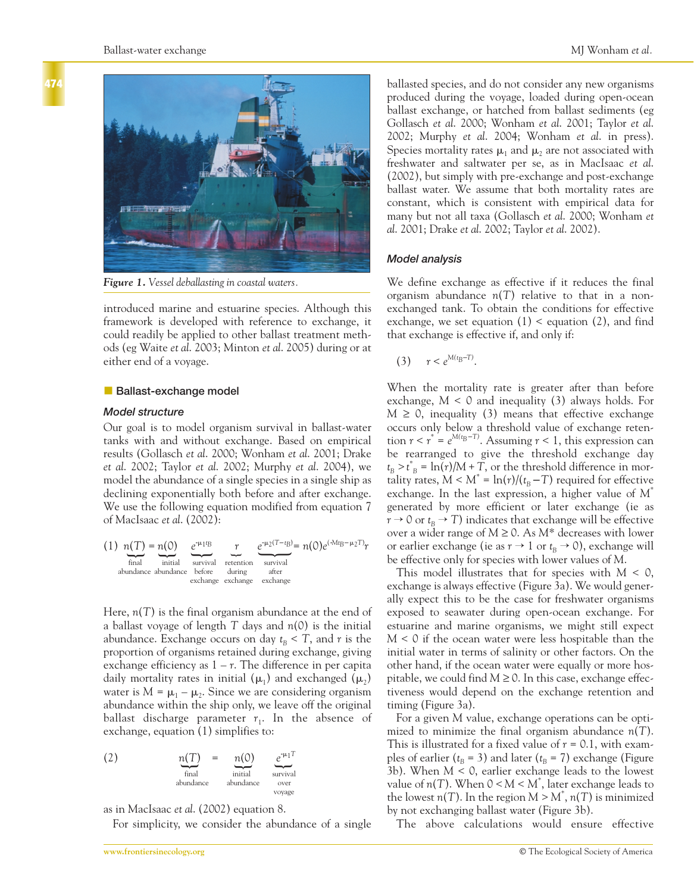*Figure 1. Vessel deballasting in coastal waters.*

introduced marine and estuarine species. Although this framework is developed with reference to exchange, it could readily be applied to other ballast treatment methods (eg Waite *et al.* 2003; Minton *et al.* 2005) during or at either end of a voyage.

## Ballast-exchange model

### Model structure

Our goal is to model organism survival in ballast-water tanks with and without exchange. Based on empirical results (Gollasch *et al.* 2000; Wonham *et al.* 2001; Drake *et al.* 2002; Taylor *et al.* 2002; Murphy *et al.* 2004), we model the abundance of a single species in a single ship as declining exponentially both before and after exchange. We use the following equation modified from equation 7 of MacIsaac *et al.* (2002):

$$(1)\quad \underbrace{n(T)}_{\text{final abundance}} = \underbrace{n(0)}_{\text{initial abundance}} \underbrace{e^{-\mu_1 t_B}}_{\text{survival before exchange}} \underbrace{r}_{\text{retention during exchange}} \underbrace{e^{-\mu_2 (T-t_B)}}_{\text{survival after exchange}} = n(0)e^{(-Mt_B-\mu_2 T)}r$$

Here, $n(T)$ is the final organism abundance at the end of a ballast voyage of length $T$ days and $n(0)$ is the initial abundance. Exchange occurs on day $t_B < T$, and $r$ is the proportion of organisms retained during exchange, giving exchange efficiency as $1 - r$. The difference in per capita daily mortality rates in initial ($\mu_1$) and exchanged ($\mu_2$) water is $M = \mu_1 - \mu_2$. Since we are considering organism abundance within the ship only, we leave off the original ballast discharge parameter $r_1$. In the absence of exchange, equation (1) simplifies to:

$$(2)\quad \underbrace{n(T)}_{\text{final abundance}} = \underbrace{n(0)}_{\text{initial abundance}} \underbrace{e^{-\mu_1 T}}_{\text{survival over voyage}}$$

as in MacIsaac *et al.* (2002) equation 8.

For simplicity, we consider the abundance of a single ballasted species, and do not consider any new organisms produced during the voyage, loaded during open-ocean ballast exchange, or hatched from ballast sediments (eg Gollasch *et al.* 2000; Wonham *et al.* 2001; Taylor *et al.* 2002; Murphy *et al.* 2004; Wonham *et al.* in press). Species mortality rates $\mu_1$ and $\mu_2$ are not associated with freshwater and saltwater per se, as in MacIsaac *et al.* (2002), but simply with pre-exchange and post-exchange ballast water. We assume that both mortality rates are constant, which is consistent with empirical data for many but not all taxa (Gollasch *et al.* 2000; Wonham *et al.* 2001; Drake *et al.* 2002; Taylor *et al.* 2002).

### Model analysis

We define exchange as effective if it reduces the final organism abundance $n(T)$ relative to that in a non-exchanged tank. To obtain the conditions for effective exchange, we set equation (1) < equation (2), and find that exchange is effective if, and only if:

$$(3)\quad r < e^{M(t_B - T)}.$$

When the mortality rate is greater after than before exchange, $M < 0$ and inequality (3) always holds. For $M \geq 0$, inequality (3) means that effective exchange occurs only below a threshold value of exchange retention $r < r^* = e^{M(t_B - T)}$. Assuming $r < 1$, this expression can be rearranged to give the threshold exchange day $t_B > t^*_B = \ln(r)/M + T$, or the threshold difference in mortality rates, $M < M^* = \ln(r)/(t_B - T)$ required for effective exchange. In the last expression, a higher value of $M^*$ generated by more efficient or later exchange (ie as $r \to 0$ or $t_B \to T$) indicates that exchange will be effective over a wider range of $M \geq 0$. As $M^*$ decreases with lower or earlier exchange (ie as $r \to 1$ or $t_B \to 0$), exchange will be effective only for species with lower values of $M$.

This model illustrates that for species with $M < 0$, exchange is always effective (Figure 3a). We would generally expect this to be the case for freshwater organisms exposed to seawater during open-ocean exchange. For estuarine and marine organisms, we might still expect $M < 0$ if the ocean water were less hospitable than the initial water in terms of salinity or other factors. On the other hand, if the ocean water were equally or more hospitable, we could find $M \geq 0$. In this case, exchange effectiveness would depend on the exchange retention and timing (Figure 3a).

For a given $M$ value, exchange operations can be optimized to minimize the final organism abundance $n(T)$. This is illustrated for a fixed value of $r = 0.1$, with examples of earlier ($t_B = 3$) and later ($t_B = 7$) exchange (Figure 3b). When $M < 0$, earlier exchange leads to the lowest value of $n(T)$. When $0 < M < M^*$, later exchange leads to the lowest $n(T)$. In the region $M > M^*$, $n(T)$ is minimized by not exchanging ballast water (Figure 3b).

The above calculations would ensure effective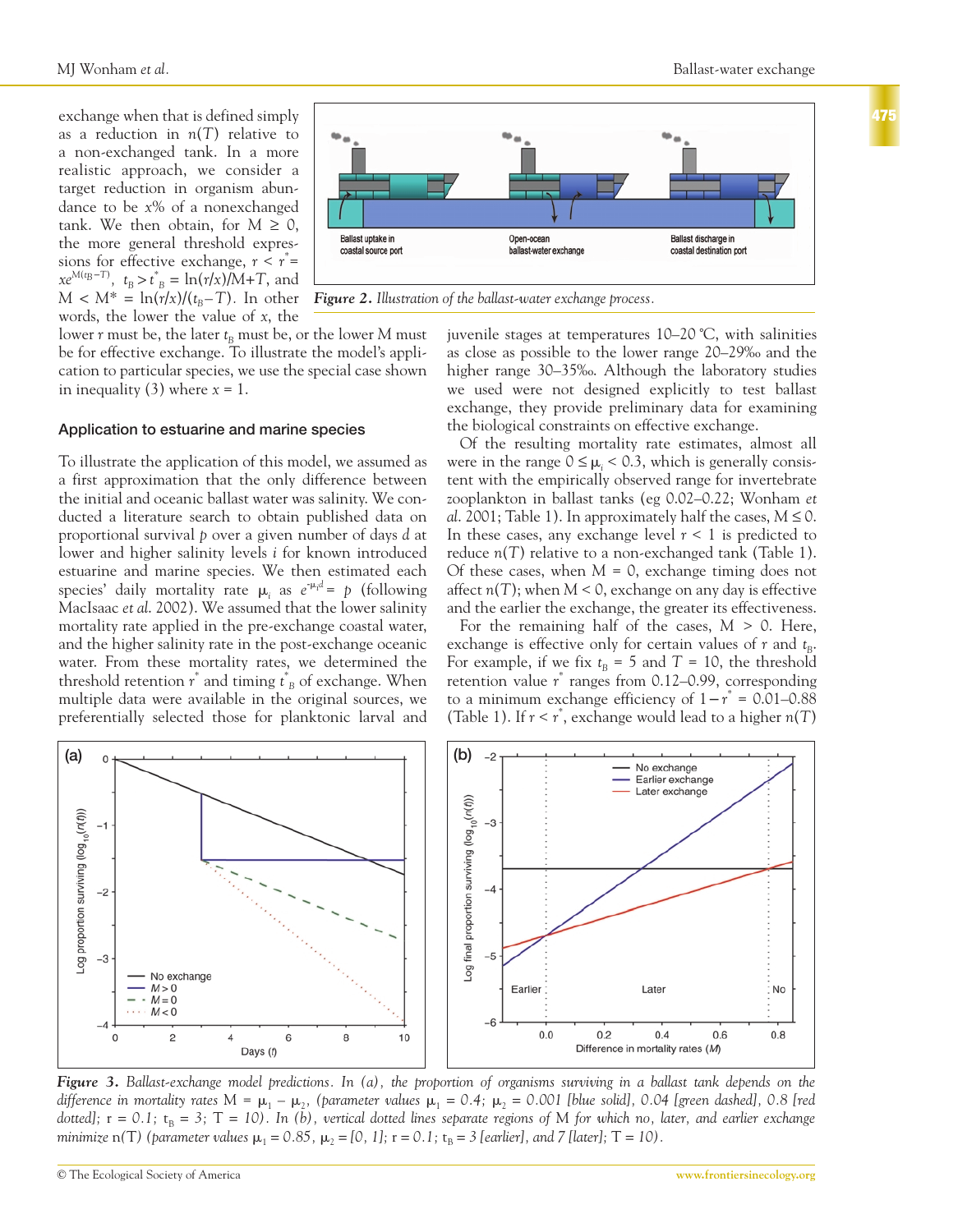exchange when that is defined simply as a reduction in $n(T)$ relative to a non-exchanged tank. In a more realistic approach, we consider a target reduction in organism abundance to be $x$% of a nonexchanged tank. We then obtain, for $M \geq 0$, the more general threshold expressions for effective exchange, $r < r^* = xe^{M(t_B - T)}$, $t_B > t^*_B = \ln(r/x)/M + T$, and $M < M^* = \ln(r/x)/(t_B - T)$. In other words, the lower the value of $x$, the lower $r$ must be, the later $t_B$ must be, or the lower M must be for effective exchange. To illustrate the model's application to particular species, we use the special case shown in inequality (3) where $x = 1$.

*Figure 2. Illustration of the ballast-water exchange process.*

## Application to estuarine and marine species

To illustrate the application of this model, we assumed as a first approximation that the only difference between the initial and oceanic ballast water was salinity. We conducted a literature search to obtain published data on proportional survival $p$ over a given number of days $d$ at lower and higher salinity levels $i$ for known introduced estuarine and marine species. We then estimated each species' daily mortality rate $\mu_i$ as $e^{-\mu_i d} = p$ (following MacIsaac *et al.* 2002). We assumed that the lower salinity mortality rate applied in the pre-exchange coastal water, and the higher salinity rate in the post-exchange oceanic water. From these mortality rates, we determined the threshold retention $r^*$ and timing $t^*_B$ of exchange. When multiple data were available in the original sources, we preferentially selected those for planktonic larval and juvenile stages at temperatures 10–20 °C, with salinities as close as possible to the lower range 20–29‰ and the higher range 30–35‰. Although the laboratory studies we used were not designed explicitly to test ballast exchange, they provide preliminary data for examining the biological constraints on effective exchange.

Of the resulting mortality rate estimates, almost all were in the range $0 \leq \mu_i < 0.3$, which is generally consistent with the empirically observed range for invertebrate zooplankton in ballast tanks (eg 0.02–0.22; Wonham *et al.* 2001; Table 1). In approximately half the cases, $M \leq 0$. In these cases, any exchange level $r < 1$ is predicted to reduce $n(T)$ relative to a non-exchanged tank (Table 1). Of these cases, when $M = 0$, exchange timing does not affect $n(T)$; when $M < 0$, exchange on any day is effective and the earlier the exchange, the greater its effectiveness.

For the remaining half of the cases, $M > 0$. Here, exchange is effective only for certain values of $r$ and $t_B$. For example, if we fix $t_B = 5$ and $T = 10$, the threshold retention value $r^*$ ranges from 0.12–0.99, corresponding to a minimum exchange efficiency of $1 - r^* = 0.01$–$0.88$ (Table 1). If $r < r^*$, exchange would lead to a higher $n(T)$

*Figure 3. Ballast-exchange model predictions. In (a), the proportion of organisms surviving in a ballast tank depends on the difference in mortality rates $M = \mu_1 - \mu_2$, (parameter values $\mu_1 = 0.4$; $\mu_2 = 0.001$ [blue solid], 0.04 [green dashed], 0.8 [red dotted]; $r = 0.1$; $t_B = 3$; $T = 10$). In (b), vertical dotted lines separate regions of M for which no, later, and earlier exchange minimize $n(T)$ (parameter values $\mu_1 = 0.85$, $\mu_2 = [0, 1]$; $r = 0.1$; $t_B = 3$ [earlier], and 7 [later]; $T = 10$).*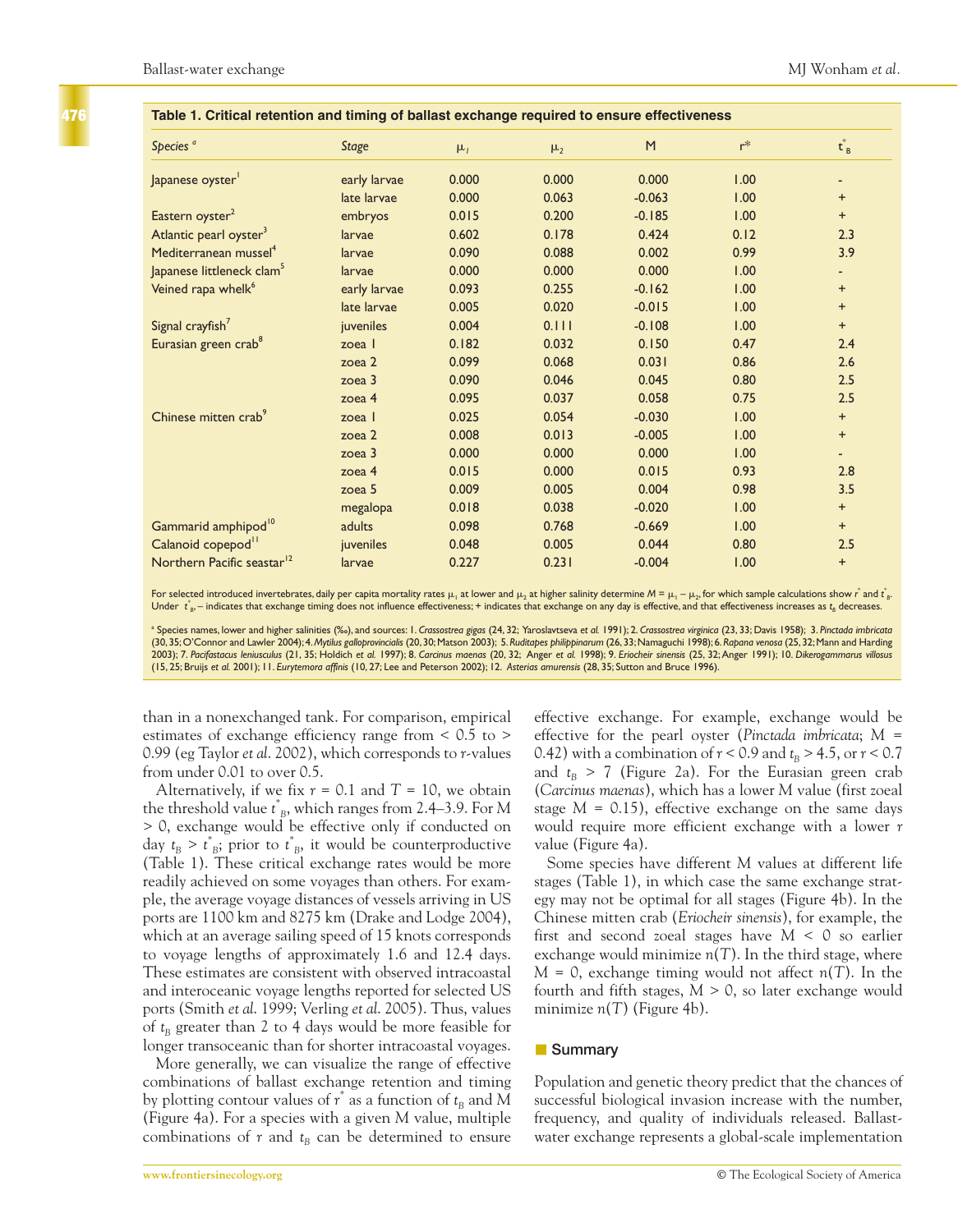**Table 1. Critical retention and timing of ballast exchange required to ensure effectiveness**

| Species [a] | Stage | $\mu_1$ | $\mu_2$ | M | r* | $t^*_B$ |
|---|---|---|---|---|---|---|
| Japanese oyster[1] | early larvae | 0.000 | 0.000 | 0.000 | 1.00 | - |
| | late larvae | 0.000 | 0.063 | -0.063 | 1.00 | + |
| Eastern oyster[2] | embryos | 0.015 | 0.200 | -0.185 | 1.00 | + |
| Atlantic pearl oyster[3] | larvae | 0.602 | 0.178 | 0.424 | 0.12 | 2.3 |
| Mediterranean mussel[4] | larvae | 0.090 | 0.088 | 0.002 | 0.99 | 3.9 |
| Japanese littleneck clam[5] | larvae | 0.000 | 0.000 | 0.000 | 1.00 | - |
| Veined rapa whelk[6] | early larvae | 0.093 | 0.255 | -0.162 | 1.00 | + |
| | late larvae | 0.005 | 0.020 | -0.015 | 1.00 | + |
| Signal crayfish[7] | juveniles | 0.004 | 0.111 | -0.108 | 1.00 | + |
| Eurasian green crab[8] | zoea 1 | 0.182 | 0.032 | 0.150 | 0.47 | 2.4 |
| | zoea 2 | 0.099 | 0.068 | 0.031 | 0.86 | 2.6 |
| | zoea 3 | 0.090 | 0.046 | 0.045 | 0.80 | 2.5 |
| | zoea 4 | 0.095 | 0.037 | 0.058 | 0.75 | 2.5 |
| Chinese mitten crab[9] | zoea 1 | 0.025 | 0.054 | -0.030 | 1.00 | + |
| | zoea 2 | 0.008 | 0.013 | -0.005 | 1.00 | + |
| | zoea 3 | 0.000 | 0.000 | 0.000 | 1.00 | - |
| | zoea 4 | 0.015 | 0.000 | 0.015 | 0.93 | 2.8 |
| | zoea 5 | 0.009 | 0.005 | 0.004 | 0.98 | 3.5 |
| | megalopa | 0.018 | 0.038 | -0.020 | 1.00 | + |
| Gammarid amphipod[10] | adults | 0.098 | 0.768 | -0.669 | 1.00 | + |
| Calanoid copepod[11] | juveniles | 0.048 | 0.005 | 0.044 | 0.80 | 2.5 |
| Northern Pacific seastar[12] | larvae | 0.227 | 0.231 | -0.004 | 1.00 | + |

For selected introduced invertebrates, daily per capita mortality rates $\mu_1$ at lower and $\mu_2$ at higher salinity determine $M = \mu_1 - \mu_2$, for which sample calculations show $r^*$ and $t^*_B$. Under $t^*_B$, – indicates that exchange timing does not influence effectiveness; + indicates that exchange on any day is effective, and that effectiveness increases as $t_B$ decreases.

[a] Species names, lower and higher salinities (‰), and sources: 1. *Crassostrea gigas* (24, 32; Yaroslavtseva *et al.* 1991); 2. *Crassostrea virginica* (23, 33; Davis 1958); 3. *Pinctada imbricata* (30, 35; O'Connor and Lawler 2004); 4. *Mytilus galloprovincialis* (20, 30; Matson 2003); 5. *Ruditapes philippinarum* (26, 33; Namaguchi 1998); 6. *Rapana venosa* (25, 32; Mann and Harding 2003); 7. *Pacifastacus leniusculus* (21, 35; Holdich *et al.* 1997); 8. *Carcinus maenas* (20, 32; Anger *et al.* 1998); 9. *Eriocheir sinensis* (25, 32; Anger 1991); 10. *Dikerogammarus villosus* (15, 25; Bruijs *et al.* 2001); 11. *Eurytemora affinis* (10, 27; Lee and Peterson 2002); 12. *Asterias amurensis* (28, 35; Sutton and Bruce 1996).

than in a nonexchanged tank. For comparison, empirical estimates of exchange efficiency range from < 0.5 to > 0.99 (eg Taylor *et al.* 2002), which corresponds to *r*-values from under 0.01 to over 0.5.

Alternatively, if we fix $r = 0.1$ and $T = 10$, we obtain the threshold value $t^*_B$, which ranges from 2.4–3.9. For $M > 0$, exchange would be effective only if conducted on day $t_B > t^*_B$; prior to $t^*_B$, it would be counterproductive (Table 1). These critical exchange rates would be more readily achieved on some voyages than others. For example, the average voyage distances of vessels arriving in US ports are 1100 km and 8275 km (Drake and Lodge 2004), which at an average sailing speed of 15 knots corresponds to voyage lengths of approximately 1.6 and 12.4 days. These estimates are consistent with observed intracoastal and interoceanic voyage lengths reported for selected US ports (Smith *et al.* 1999; Verling *et al.* 2005). Thus, values of $t_B$ greater than 2 to 4 days would be more feasible for longer transoceanic than for shorter intracoastal voyages.

More generally, we can visualize the range of effective combinations of ballast exchange retention and timing by plotting contour values of $r^*$ as a function of $t_B$ and M (Figure 4a). For a species with a given M value, multiple combinations of $r$ and $t_B$ can be determined to ensure effective exchange. For example, exchange would be effective for the pearl oyster (*Pinctada imbricata*; M = 0.42) with a combination of $r < 0.9$ and $t_B > 4.5$, or $r < 0.7$ and $t_B > 7$ (Figure 2a). For the Eurasian green crab (*Carcinus maenas*), which has a lower M value (first zoeal stage M = 0.15), effective exchange on the same days would require more efficient exchange with a lower $r$ value (Figure 4a).

Some species have different M values at different life stages (Table 1), in which case the same exchange strategy may not be optimal for all stages (Figure 4b). In the Chinese mitten crab (*Eriocheir sinensis*), for example, the first and second zoeal stages have M < 0 so earlier exchange would minimize $n(T)$. In the third stage, where M = 0, exchange timing would not affect $n(T)$. In the fourth and fifth stages, M > 0, so later exchange would minimize $n(T)$ (Figure 4b).

## Summary

Population and genetic theory predict that the chances of successful biological invasion increase with the number, frequency, and quality of individuals released. Ballast-water exchange represents a global-scale implementation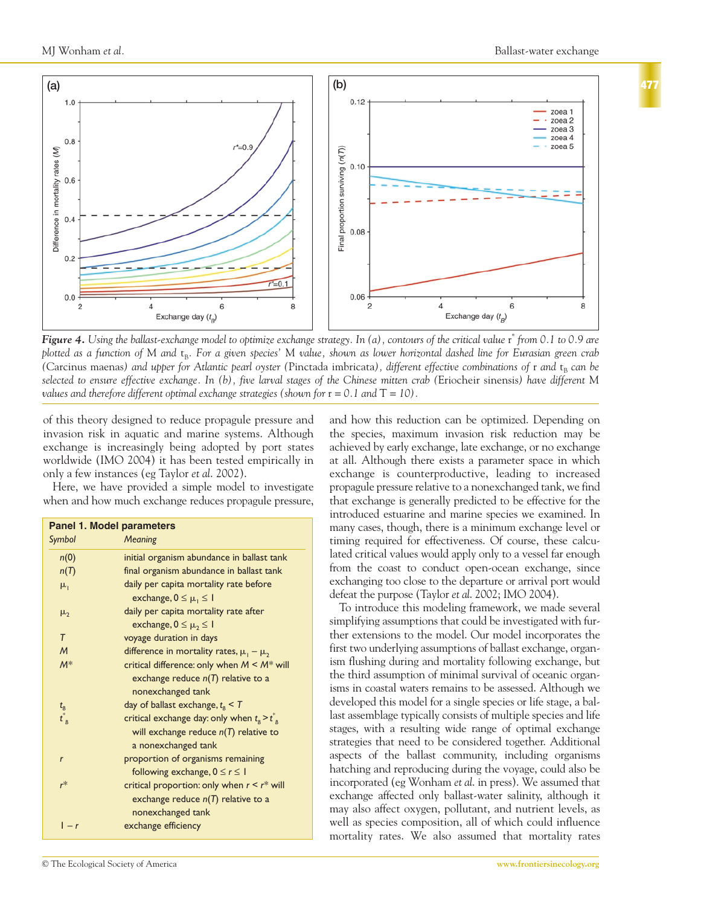*Figure 4. Using the ballast-exchange model to optimize exchange strategy. In (a), contours of the critical value* $r^*$ *from 0.1 to 0.9 are plotted as a function of* M *and* $t_B$*. For a given species' M value, shown as lower horizontal dashed line for Eurasian green crab (*Carcinus maenas*) and upper for Atlantic pearl oyster (*Pinctada imbricata*), different effective combinations of r and* $t_B$ *can be selected to ensure effective exchange. In (b), five larval stages of the Chinese mitten crab (*Eriocheir sinensis*) have different M values and therefore different optimal exchange strategies (shown for r = 0.1 and T = 10).*

of this theory designed to reduce propagule pressure and invasion risk in aquatic and marine systems. Although exchange is increasingly being adopted by port states worldwide (IMO 2004) it has been tested empirically in only a few instances (eg Taylor *et al.* 2002).

Here, we have provided a simple model to investigate when and how much exchange reduces propagule pressure, and how this reduction can be optimized. Depending on the species, maximum invasion risk reduction may be achieved by early exchange, late exchange, or no exchange at all. Although there exists a parameter space in which exchange is counterproductive, leading to increased propagule pressure relative to a nonexchanged tank, we find that exchange is generally predicted to be effective for the introduced estuarine and marine species we examined. In many cases, though, there is a minimum exchange level or timing required for effectiveness. Of course, these calculated critical values would apply only to a vessel far enough from the coast to conduct open-ocean exchange, since exchanging too close to the departure or arrival port would defeat the purpose (Taylor *et al.* 2002; IMO 2004).

To introduce this modeling framework, we made several simplifying assumptions that could be investigated with further extensions to the model. Our model incorporates the first two underlying assumptions of ballast exchange, organism flushing during and mortality following exchange, but the third assumption of minimal survival of oceanic organisms in coastal waters remains to be assessed. Although we developed this model for a single species or life stage, a ballast assemblage typically consists of multiple species and life stages, with a resulting wide range of optimal exchange strategies that need to be considered together. Additional aspects of the ballast community, including organisms hatching and reproducing during the voyage, could also be incorporated (eg Wonham *et al.* in press). We assumed that exchange affected only ballast-water salinity, although it may also affect oxygen, pollutant, and nutrient levels, as well as species composition, all of which could influence mortality rates. We also assumed that mortality rates

**Panel 1. Model parameters**

| *Symbol* | *Meaning* |
|---|---|
| $n(0)$ | initial organism abundance in ballast tank |
| $n(T)$ | final organism abundance in ballast tank |
| $\mu_1$ | daily per capita mortality rate before exchange, $0 \le \mu_1 \le 1$ |
| $\mu_2$ | daily per capita mortality rate after exchange, $0 \le \mu_2 \le 1$ |
| $T$ | voyage duration in days |
| $M$ | difference in mortality rates, $\mu_1 - \mu_2$ |
| $M^*$ | critical difference: only when $M < M^*$ will exchange reduce $n(T)$ relative to a nonexchanged tank |
| $t_B$ | day of ballast exchange, $t_B < T$ |
| $t^*_B$ | critical exchange day: only when $t_B > t^*_B$ will exchange reduce $n(T)$ relative to a nonexchanged tank |
| $r$ | proportion of organisms remaining following exchange, $0 \le r \le 1$ |
| $r^*$ | critical proportion: only when $r < r^*$ will exchange reduce $n(T)$ relative to a nonexchanged tank |
| $1 - r$ | exchange efficiency |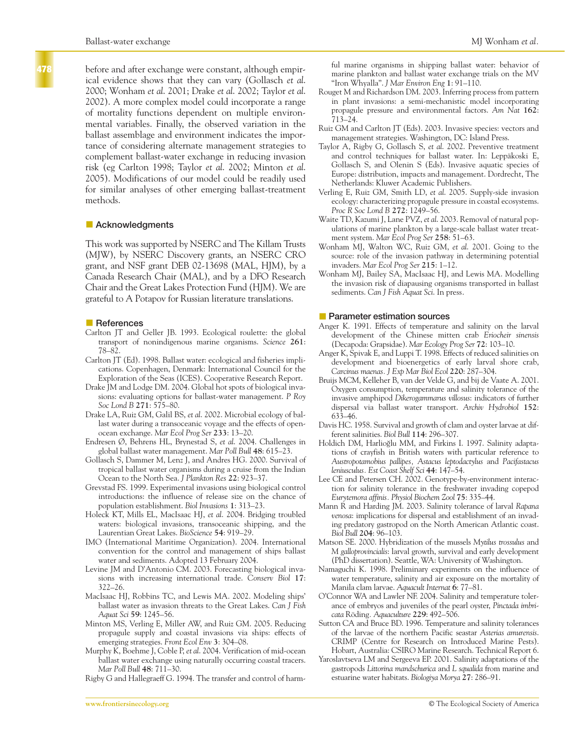before and after exchange were constant, although empirical evidence shows that they can vary (Gollasch *et al*. 2000; Wonham *et al*. 2001; Drake *et al*. 2002; Taylor *et al*. 2002). A more complex model could incorporate a range of mortality functions dependent on multiple environmental variables. Finally, the observed variation in the ballast assemblage and environment indicates the importance of considering alternate management strategies to complement ballast-water exchange in reducing invasion risk (eg Carlton 1998; Taylor *et al*. 2002; Minton *et al*. 2005). Modifications of our model could be readily used for similar analyses of other emerging ballast-treatment methods.

## Acknowledgments

This work was supported by NSERC and The Killam Trusts (MJW), by NSERC Discovery grants, an NSERC CRO grant, and NSF grant DEB 02-13698 (MAL, HJM), by a Canada Research Chair (MAL), and by a DFO Research Chair and the Great Lakes Protection Fund (HJM). We are grateful to A Potapov for Russian literature translations.

## References

Carlton JT and Geller JB. 1993. Ecological roulette: the global transport of nonindigenous marine organisms. *Science* **261**: 78–82.

Carlton JT (Ed). 1998. Ballast water: ecological and fisheries implications. Copenhagen, Denmark: International Council for the Exploration of the Seas (ICES). Cooperative Research Report.

Drake JM and Lodge DM. 2004. Global hot spots of biological invasions: evaluating options for ballast-water management. *P Roy Soc Lond B* **271**: 575–80.

Drake LA, Ruiz GM, Galil BS, *et al*. 2002. Microbial ecology of ballast water during a transoceanic voyage and the effects of open-ocean exchange. *Mar Ecol Prog Ser* **233**: 13–20.

Endresen Ø, Behrens HL, Brynestad S, *et al*. 2004. Challenges in global ballast water management. *Mar Poll Bull* **48**: 615–23.

Gollasch S, Dammer M, Lenz J, and Andres HG. 2000. Survival of tropical ballast water organisms during a cruise from the Indian Ocean to the North Sea. *J Plankton Res* **22**: 923–37.

Grevstad FS. 1999. Experimental invasions using biological control introductions: the influence of release size on the chance of population establishment. *Biol Invasions* **1**: 313–23.

Holeck KT, Mills EL, MacIsaac HJ, *et al*. 2004. Bridging troubled waters: biological invasions, transoceanic shipping, and the Laurentian Great Lakes. *BioScience* **54**: 919–29.

IMO (International Maritime Organization). 2004. International convention for the control and management of ships ballast water and sediments. Adopted 13 February 2004.

Levine JM and D'Antonio CM. 2003. Forecasting biological invasions with increasing international trade. *Conserv Biol* **17**: 322–26.

MacIsaac HJ, Robbins TC, and Lewis MA. 2002. Modeling ships' ballast water as invasion threats to the Great Lakes. *Can J Fish Aquat Sci* **59**: 1245–56.

Minton MS, Verling E, Miller AW, and Ruiz GM. 2005. Reducing propagule supply and coastal invasions via ships: effects of emerging strategies. *Front Ecol Env* **3**: 304–08.

Murphy K, Boehme J, Coble P, *et al*. 2004. Verification of mid-ocean ballast water exchange using naturally occurring coastal tracers. *Mar Poll Bull* **48**: 711–30.

Rigby G and Hallegraeff G. 1994. The transfer and control of harmful marine organisms in shipping ballast water: behavior of marine plankton and ballast water exchange trials on the MV "Iron Whyalla". *J Mar Environ Eng* **1**: 91–110.

Rouget M and Richardson DM. 2003. Inferring process from pattern in plant invasions: a semi-mechanistic model incorporating propagule pressure and environmental factors. *Am Nat* **162**: 713–24.

Ruiz GM and Carlton JT (Eds). 2003. Invasive species: vectors and management strategies. Washington, DC: Island Press.

Taylor A, Rigby G, Gollasch S, *et al*. 2002. Preventive treatment and control techniques for ballast water. In: Leppäkoski E, Gollasch S, and Olenin S (Eds). Invasive aquatic species of Europe: distribution, impacts and management. Dordrecht, The Netherlands: Kluwer Academic Publishers.

Verling E, Ruiz GM, Smith LD, *et al*. 2005. Supply-side invasion ecology: characterizing propagule pressure in coastal ecosystems. *Proc R Soc Lond B* **272**: 1249–56.

Waite TD, Kazumi J, Lane PVZ, *et al*. 2003. Removal of natural populations of marine plankton by a large-scale ballast water treatment system. *Mar Ecol Prog Ser* **258**: 51–63.

Wonham MJ, Walton WC, Ruiz GM, *et al*. 2001. Going to the source: role of the invasion pathway in determining potential invaders. *Mar Ecol Prog Ser* **215**: 1–12.

Wonham MJ, Bailey SA, MacIsaac HJ, and Lewis MA. Modelling the invasion risk of diapausing organisms transported in ballast sediments. *Can J Fish Aquat Sci*. In press.

## Parameter estimation sources

Anger K. 1991. Effects of temperature and salinity on the larval development of the Chinese mitten crab *Eriocheir sinensis* (Decapoda: Grapsidae). *Mar Ecology Prog Ser* **72**: 103–10.

Anger K, Spivak E, and Luppi T. 1998. Effects of reduced salinities on development and bioenergetics of early larval shore crab, *Carcinus maenas*. *J Exp Mar Biol Ecol* **220**: 287–304.

Bruijs MCM, Kelleher B, van der Velde G, and bij de Vaate A. 2001. Oxygen consumption, temperature and salinity tolerance of the invasive amphipod *Dikerogammarus villosus*: indicators of further dispersal via ballast water transport. *Archiv Hydrobiol* **152**: 633–46.

Davis HC. 1958. Survival and growth of clam and oyster larvae at different salinities. *Biol Bull* **114**: 296–307.

Holdich DM, Harlioğlu MM, and Firkins I. 1997. Salinity adaptations of crayfish in British waters with particular reference to *Austropotamobius pallipes, Astacus leptodactylus* and *Pacifastacus leniusculus*. *Est Coast Shelf Sci* **44**: 147–54.

Lee CE and Petersen CH. 2002. Genotype-by-environment interaction for salinity tolerance in the freshwater invading copepod *Eurytemora affinis*. *Physiol Biochem Zool* **75**: 335–44.

Mann R and Harding JM. 2003. Salinity tolerance of larval *Rapana venosa*: implications for dispersal and establishment of an invading predatory gastropod on the North American Atlantic coast. *Biol Bull* **204**: 96–103.

Matson SE. 2000. Hybridization of the mussels *Mytilus trossulus* and *M galloprovincialis*: larval growth, survival and early development (PhD dissertation). Seattle, WA: University of Washington.

Namaguchi K. 1998. Preliminary experiments on the influence of water temperature, salinity and air exposure on the mortality of Manila clam larvae. *Aquacult Internat* **6**: 77–81.

O'Connor WA and Lawler NF. 2004. Salinity and temperature tolerance of embryos and juveniles of the pearl oyster, *Pinctada imbricata* Röding. *Aquaculture* **229**: 492–506.

Sutton CA and Bruce BD. 1996. Temperature and salinity tolerances of the larvae of the northern Pacific seastar *Asterias amurensis*. CRIMP (Centre for Research on Introduced Marine Pests). Hobart, Australia: CSIRO Marine Research. Technical Report 6.

Yaroslavtseva LM and Sergeeva EP. 2001. Salinity adaptations of the gastropods *Littorina mandschurica* and *L squalida* from marine and estuarine water habitats. *Biologiya Morya* **27**: 286–91.